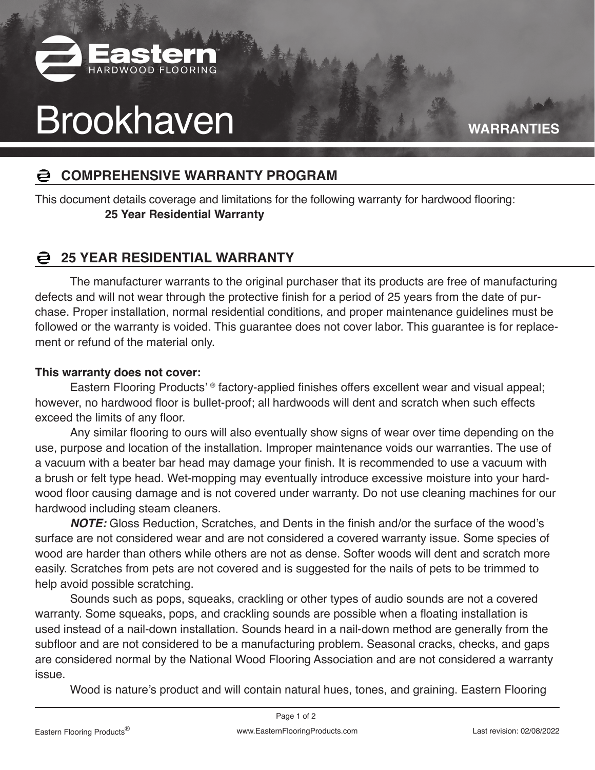Eastern HARDWOOD FLOORING

# Brookhaven

**WARRANTIES**

## COMPREHENSIVE WARRANTY PROGRAM

This document details coverage and limitations for the following warranty for hardwood flooring:

**25 Year Residential Warranty**

## 25 YEAR RESIDENTIAL WARRANTY

The manufacturer warrants to the original purchaser that its products are free of manufacturing defects and will not wear through the protective finish for a period of 25 years from the date of purchase. Proper installation, normal residential conditions, and proper maintenance guidelines must be followed or the warranty is voided. This guarantee does not cover labor. This guarantee is for replacement or refund of the material only.

**This warranty does not cover:**

Eastern Flooring Products' ® factory-applied finishes offers excellent wear and visual appeal; however, no hardwood floor is bullet-proof; all hardwoods will dent and scratch when such effects exceed the limits of any floor.

Any similar flooring to ours will also eventually show signs of wear over time depending on the use, purpose and location of the installation. Improper maintenance voids our warranties. The use of a vacuum with a beater bar head may damage your finish. It is recommended to use a vacuum with a brush or felt type head. Wet-mopping may eventually introduce excessive moisture into your hardwood floor causing damage and is not covered under warranty. Do not use cleaning machines for our hardwood including steam cleaners.

***NOTE:*** Gloss Reduction, Scratches, and Dents in the finish and/or the surface of the wood's surface are not considered wear and are not considered a covered warranty issue. Some species of wood are harder than others while others are not as dense. Softer woods will dent and scratch more easily. Scratches from pets are not covered and is suggested for the nails of pets to be trimmed to help avoid possible scratching.

Sounds such as pops, squeaks, crackling or other types of audio sounds are not a covered warranty. Some squeaks, pops, and crackling sounds are possible when a floating installation is used instead of a nail-down installation. Sounds heard in a nail-down method are generally from the subfloor and are not considered to be a manufacturing problem. Seasonal cracks, checks, and gaps are considered normal by the National Wood Flooring Association and are not considered a warranty issue.

Wood is nature's product and will contain natural hues, tones, and graining. Eastern Flooring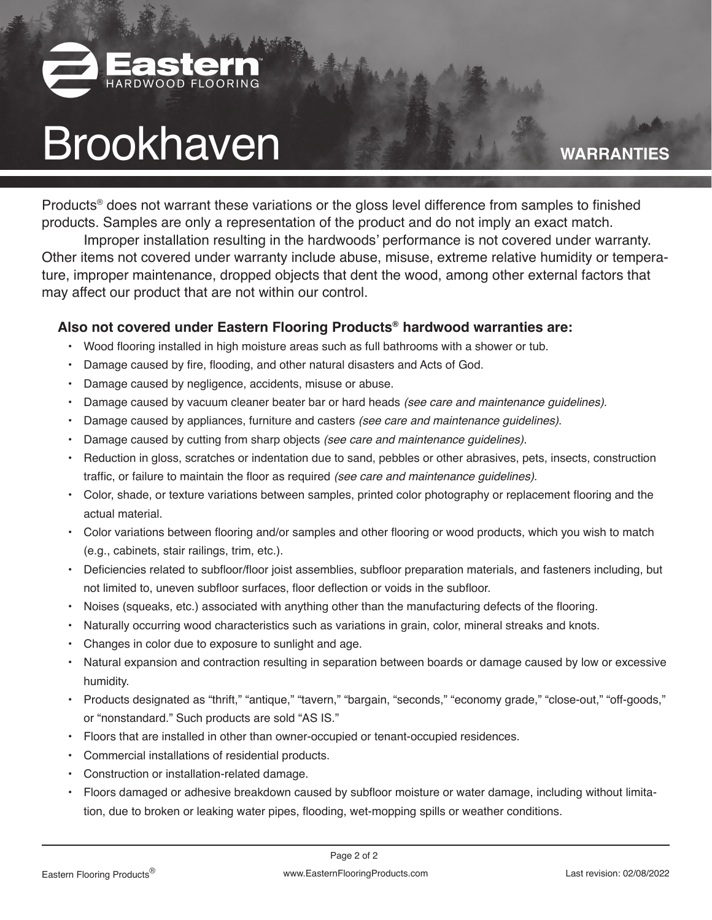Products® does not warrant these variations or the gloss level difference from samples to finished products. Samples are only a representation of the product and do not imply an exact match.

Improper installation resulting in the hardwoods' performance is not covered under warranty. Other items not covered under warranty include abuse, misuse, extreme relative humidity or temperature, improper maintenance, dropped objects that dent the wood, among other external factors that may affect our product that are not within our control.

**Also not covered under Eastern Flooring Products® hardwood warranties are:**

- Wood flooring installed in high moisture areas such as full bathrooms with a shower or tub.
- Damage caused by fire, flooding, and other natural disasters and Acts of God.
- Damage caused by negligence, accidents, misuse or abuse.
- Damage caused by vacuum cleaner beater bar or hard heads *(see care and maintenance guidelines)*.
- Damage caused by appliances, furniture and casters *(see care and maintenance guidelines)*.
- Damage caused by cutting from sharp objects *(see care and maintenance guidelines)*.
- Reduction in gloss, scratches or indentation due to sand, pebbles or other abrasives, pets, insects, construction traffic, or failure to maintain the floor as required *(see care and maintenance guidelines)*.
- Color, shade, or texture variations between samples, printed color photography or replacement flooring and the actual material.
- Color variations between flooring and/or samples and other flooring or wood products, which you wish to match (e.g., cabinets, stair railings, trim, etc.).
- Deficiencies related to subfloor/floor joist assemblies, subfloor preparation materials, and fasteners including, but not limited to, uneven subfloor surfaces, floor deflection or voids in the subfloor.
- Noises (squeaks, etc.) associated with anything other than the manufacturing defects of the flooring.
- Naturally occurring wood characteristics such as variations in grain, color, mineral streaks and knots.
- Changes in color due to exposure to sunlight and age.
- Natural expansion and contraction resulting in separation between boards or damage caused by low or excessive humidity.
- Products designated as "thrift," "antique," "tavern," "bargain, "seconds," "economy grade," "close-out," "off-goods," or "nonstandard." Such products are sold "AS IS."
- Floors that are installed in other than owner-occupied or tenant-occupied residences.
- Commercial installations of residential products.
- Construction or installation-related damage.
- Floors damaged or adhesive breakdown caused by subfloor moisture or water damage, including without limitation, due to broken or leaking water pipes, flooding, wet-mopping spills or weather conditions.